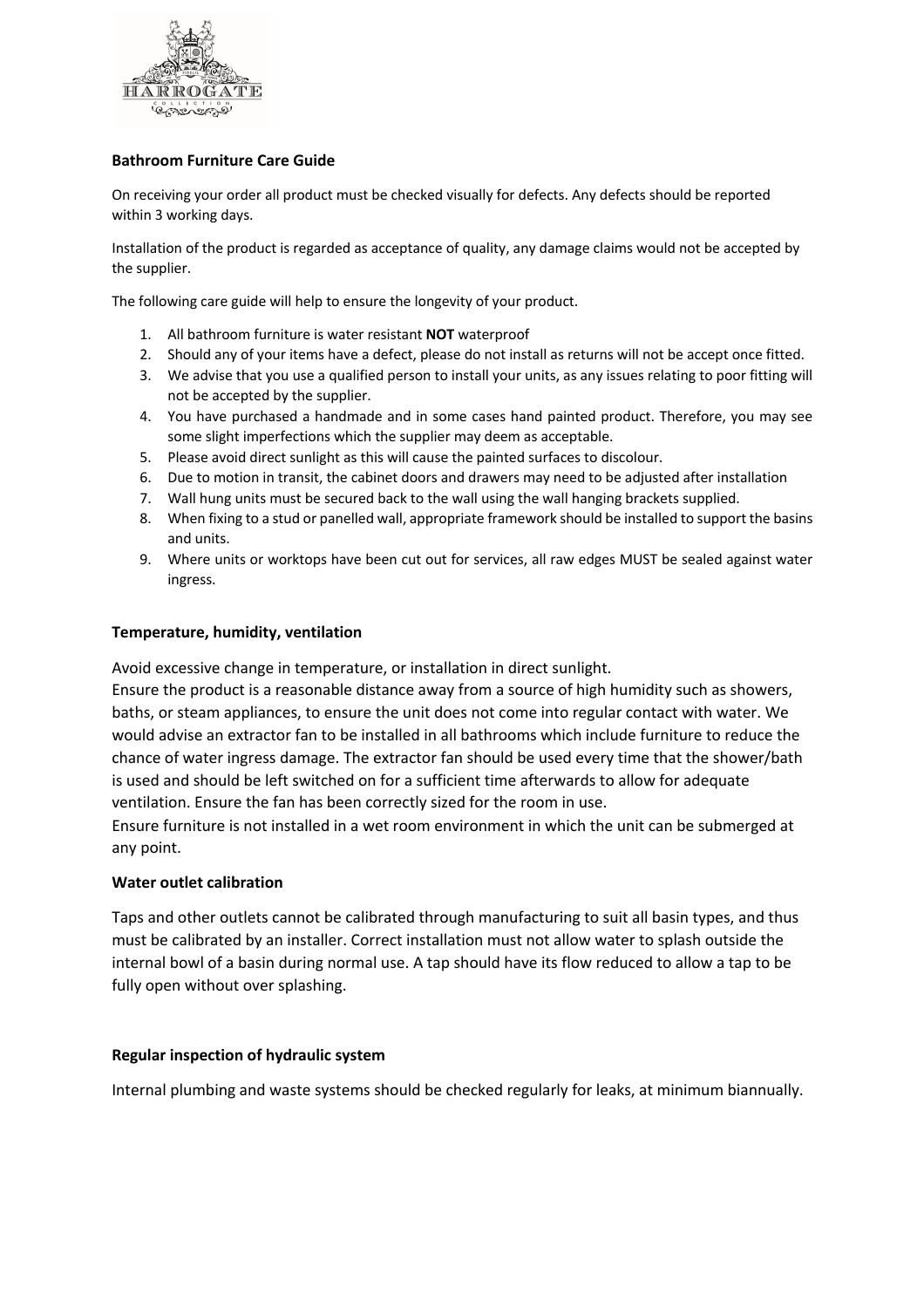**Bathroom Furniture Care Guide**

On receiving your order all product must be checked visually for defects. Any defects should be reported within 3 working days.

Installation of the product is regarded as acceptance of quality, any damage claims would not be accepted by the supplier.

The following care guide will help to ensure the longevity of your product.

1. All bathroom furniture is water resistant **NOT** waterproof
2. Should any of your items have a defect, please do not install as returns will not be accept once fitted.
3. We advise that you use a qualified person to install your units, as any issues relating to poor fitting will not be accepted by the supplier.
4. You have purchased a handmade and in some cases hand painted product. Therefore, you may see some slight imperfections which the supplier may deem as acceptable.
5. Please avoid direct sunlight as this will cause the painted surfaces to discolour.
6. Due to motion in transit, the cabinet doors and drawers may need to be adjusted after installation
7. Wall hung units must be secured back to the wall using the wall hanging brackets supplied.
8. When fixing to a stud or panelled wall, appropriate framework should be installed to support the basins and units.
9. Where units or worktops have been cut out for services, all raw edges MUST be sealed against water ingress.

**Temperature, humidity, ventilation**

Avoid excessive change in temperature, or installation in direct sunlight.
Ensure the product is a reasonable distance away from a source of high humidity such as showers, baths, or steam appliances, to ensure the unit does not come into regular contact with water. We would advise an extractor fan to be installed in all bathrooms which include furniture to reduce the chance of water ingress damage. The extractor fan should be used every time that the shower/bath is used and should be left switched on for a sufficient time afterwards to allow for adequate ventilation. Ensure the fan has been correctly sized for the room in use.
Ensure furniture is not installed in a wet room environment in which the unit can be submerged at any point.

**Water outlet calibration**

Taps and other outlets cannot be calibrated through manufacturing to suit all basin types, and thus must be calibrated by an installer. Correct installation must not allow water to splash outside the internal bowl of a basin during normal use. A tap should have its flow reduced to allow a tap to be fully open without over splashing.

**Regular inspection of hydraulic system**

Internal plumbing and waste systems should be checked regularly for leaks, at minimum biannually.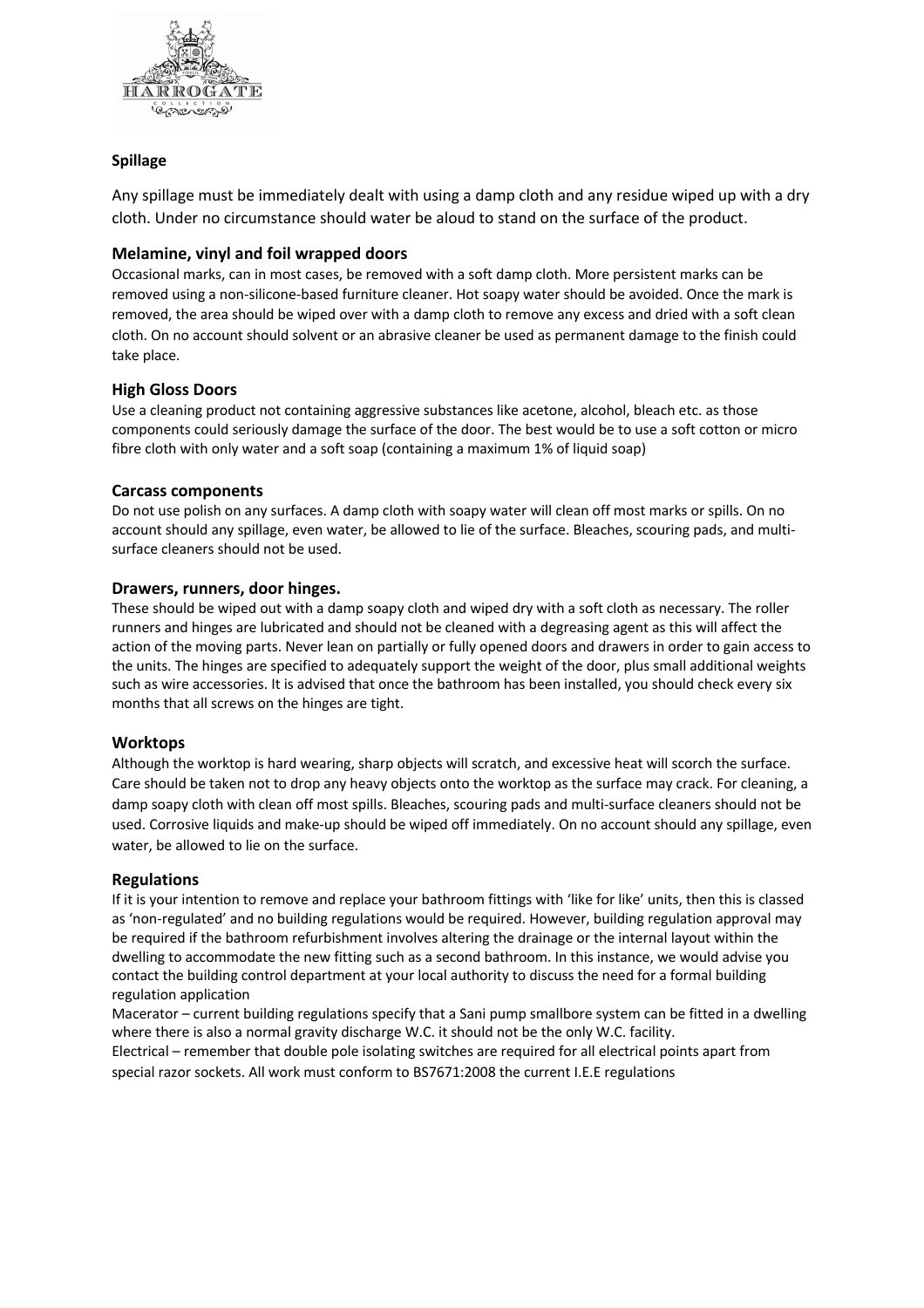## Spillage

Any spillage must be immediately dealt with using a damp cloth and any residue wiped up with a dry cloth. Under no circumstance should water be aloud to stand on the surface of the product.

## Melamine, vinyl and foil wrapped doors

Occasional marks, can in most cases, be removed with a soft damp cloth. More persistent marks can be removed using a non-silicone-based furniture cleaner. Hot soapy water should be avoided. Once the mark is removed, the area should be wiped over with a damp cloth to remove any excess and dried with a soft clean cloth. On no account should solvent or an abrasive cleaner be used as permanent damage to the finish could take place.

## High Gloss Doors

Use a cleaning product not containing aggressive substances like acetone, alcohol, bleach etc. as those components could seriously damage the surface of the door. The best would be to use a soft cotton or micro fibre cloth with only water and a soft soap (containing a maximum 1% of liquid soap)

## Carcass components

Do not use polish on any surfaces. A damp cloth with soapy water will clean off most marks or spills. On no account should any spillage, even water, be allowed to lie of the surface. Bleaches, scouring pads, and multi-surface cleaners should not be used.

## Drawers, runners, door hinges.

These should be wiped out with a damp soapy cloth and wiped dry with a soft cloth as necessary. The roller runners and hinges are lubricated and should not be cleaned with a degreasing agent as this will affect the action of the moving parts. Never lean on partially or fully opened doors and drawers in order to gain access to the units. The hinges are specified to adequately support the weight of the door, plus small additional weights such as wire accessories. It is advised that once the bathroom has been installed, you should check every six months that all screws on the hinges are tight.

## Worktops

Although the worktop is hard wearing, sharp objects will scratch, and excessive heat will scorch the surface. Care should be taken not to drop any heavy objects onto the worktop as the surface may crack. For cleaning, a damp soapy cloth with clean off most spills. Bleaches, scouring pads and multi-surface cleaners should not be used. Corrosive liquids and make-up should be wiped off immediately. On no account should any spillage, even water, be allowed to lie on the surface.

## Regulations

If it is your intention to remove and replace your bathroom fittings with 'like for like' units, then this is classed as 'non-regulated' and no building regulations would be required. However, building regulation approval may be required if the bathroom refurbishment involves altering the drainage or the internal layout within the dwelling to accommodate the new fitting such as a second bathroom. In this instance, we would advise you contact the building control department at your local authority to discuss the need for a formal building regulation application

Macerator – current building regulations specify that a Sani pump smallbore system can be fitted in a dwelling where there is also a normal gravity discharge W.C. it should not be the only W.C. facility.

Electrical – remember that double pole isolating switches are required for all electrical points apart from special razor sockets. All work must conform to BS7671:2008 the current I.E.E regulations